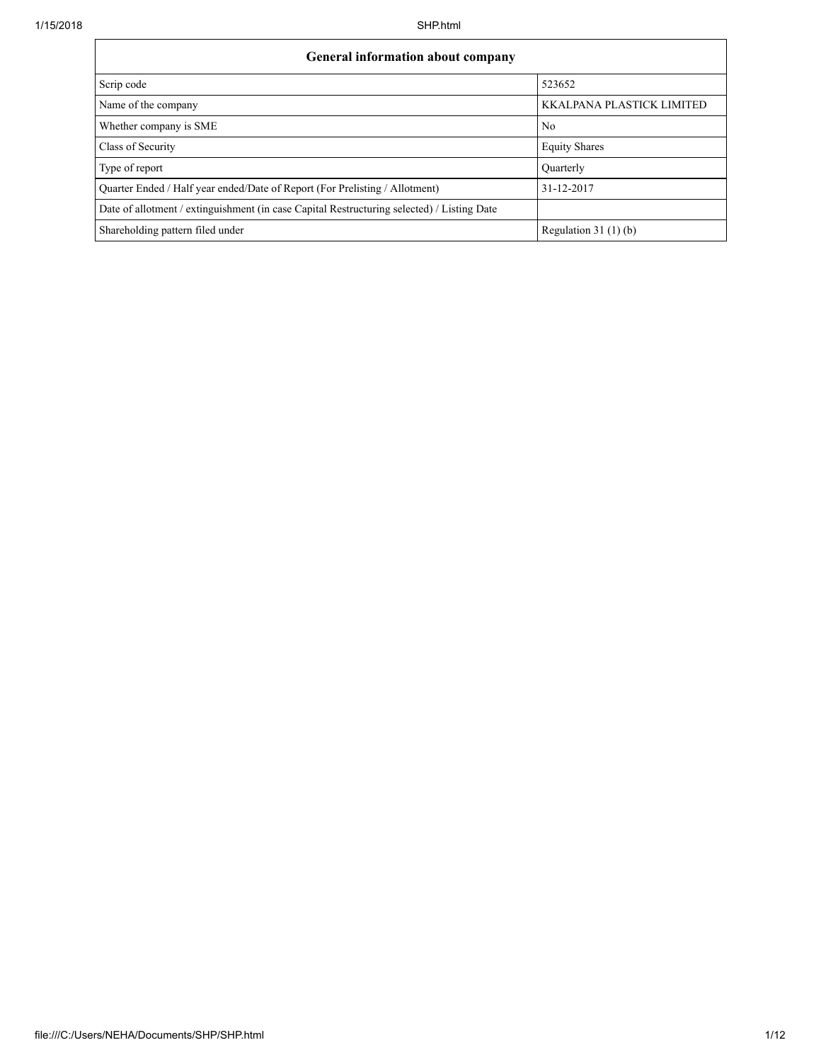| General information about company | |
|---|---|
| Scrip code | 523652 |
| Name of the company | KKALPANA PLASTICK LIMITED |
| Whether company is SME | No |
| Class of Security | Equity Shares |
| Type of report | Quarterly |
| Quarter Ended / Half year ended/Date of Report (For Prelisting / Allotment) | 31-12-2017 |
| Date of allotment / extinguishment (in case Capital Restructuring selected) / Listing Date | |
| Shareholding pattern filed under | Regulation 31 (1) (b) |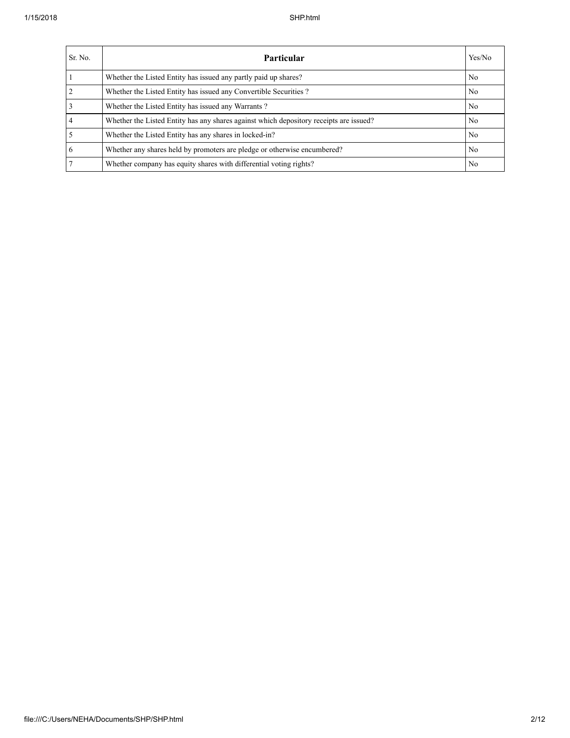| Sr. No. | Particular | Yes/No |
| --- | --- | --- |
| 1 | Whether the Listed Entity has issued any partly paid up shares? | No |
| 2 | Whether the Listed Entity has issued any Convertible Securities ? | No |
| 3 | Whether the Listed Entity has issued any Warrants ? | No |
| 4 | Whether the Listed Entity has any shares against which depository receipts are issued? | No |
| 5 | Whether the Listed Entity has any shares in locked-in? | No |
| 6 | Whether any shares held by promoters are pledge or otherwise encumbered? | No |
| 7 | Whether company has equity shares with differential voting rights? | No |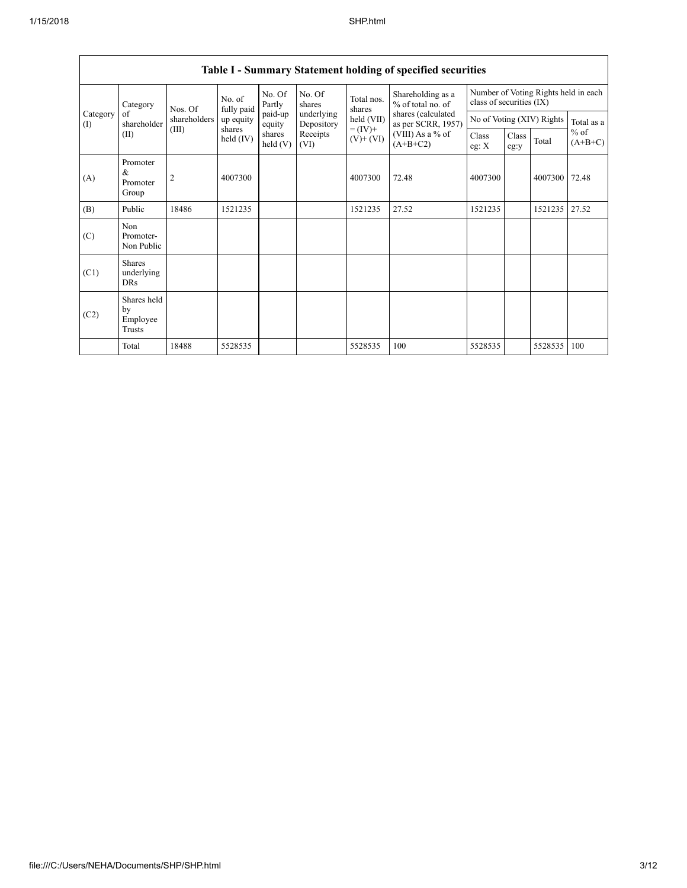## Table I - Summary Statement holding of specified securities

| Category (I) | Category of shareholder (II) | Nos. Of shareholders (III) | No. of fully paid up equity shares held (IV) | No. Of Partly paid-up equity shares held (V) | No. Of shares underlying Depository Receipts (VI) | Total nos. shares held (VII) = (IV)+ (V)+ (VI) | Shareholding as a % of total no. of shares (calculated as per SCRR, 1957) (VIII) As a % of (A+B+C2) | Number of Voting Rights held in each class of securities (IX) | | | |
|---|---|---|---|---|---|---|---|---|---|---|---|
| | | | | | | | | No of Voting (XIV) Rights | | | Total as a % of (A+B+C) |
| | | | | | | | | Class eg: X | Class eg:y | Total | |
| (A) | Promoter & Promoter Group | 2 | 4007300 | | | 4007300 | 72.48 | 4007300 | | 4007300 | 72.48 |
| (B) | Public | 18486 | 1521235 | | | 1521235 | 27.52 | 1521235 | | 1521235 | 27.52 |
| (C) | Non Promoter- Non Public | | | | | | | | | | |
| (C1) | Shares underlying DRs | | | | | | | | | | |
| (C2) | Shares held by Employee Trusts | | | | | | | | | | |
| | Total | 18488 | 5528535 | | | 5528535 | 100 | 5528535 | | 5528535 | 100 |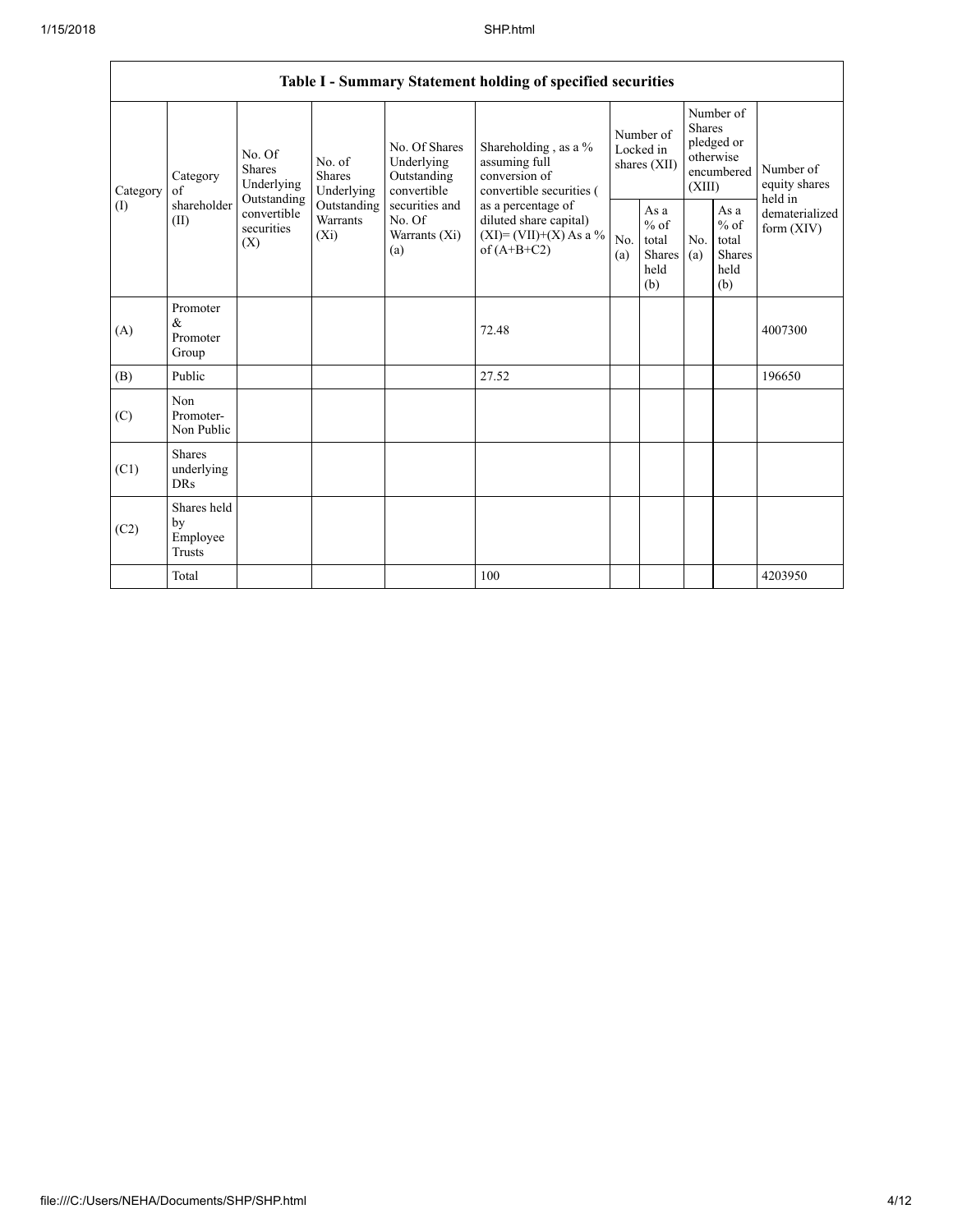| Table I - Summary Statement holding of specified securities | | | | | | | | | | | |
|---|---|---|---|---|---|---|---|---|---|---|---|
| Category (I) | Category of shareholder (II) | No. Of Shares Underlying Outstanding convertible securities (X) | No. of Shares Underlying Outstanding Warrants (Xi) | No. Of Shares Underlying Outstanding convertible securities and No. Of Warrants (Xi) (a) | Shareholding , as a % assuming full conversion of convertible securities ( as a percentage of diluted share capital) (XI)= (VII)+(X) As a % of (A+B+C2) | Number of Locked in shares (XII) | | Number of Shares pledged or otherwise encumbered (XIII) | | Number of equity shares held in dematerialized form (XIV) |
| | | | | | | No. (a) | As a % of total Shares held (b) | No. (a) | As a % of total Shares held (b) | |
| (A) | Promoter & Promoter Group | | | | 72.48 | | | | | 4007300 |
| (B) | Public | | | | 27.52 | | | | | 196650 |
| (C) | Non Promoter- Non Public | | | | | | | | | |
| (C1) | Shares underlying DRs | | | | | | | | | |
| (C2) | Shares held by Employee Trusts | | | | | | | | | |
| | Total | | | | 100 | | | | | 4203950 |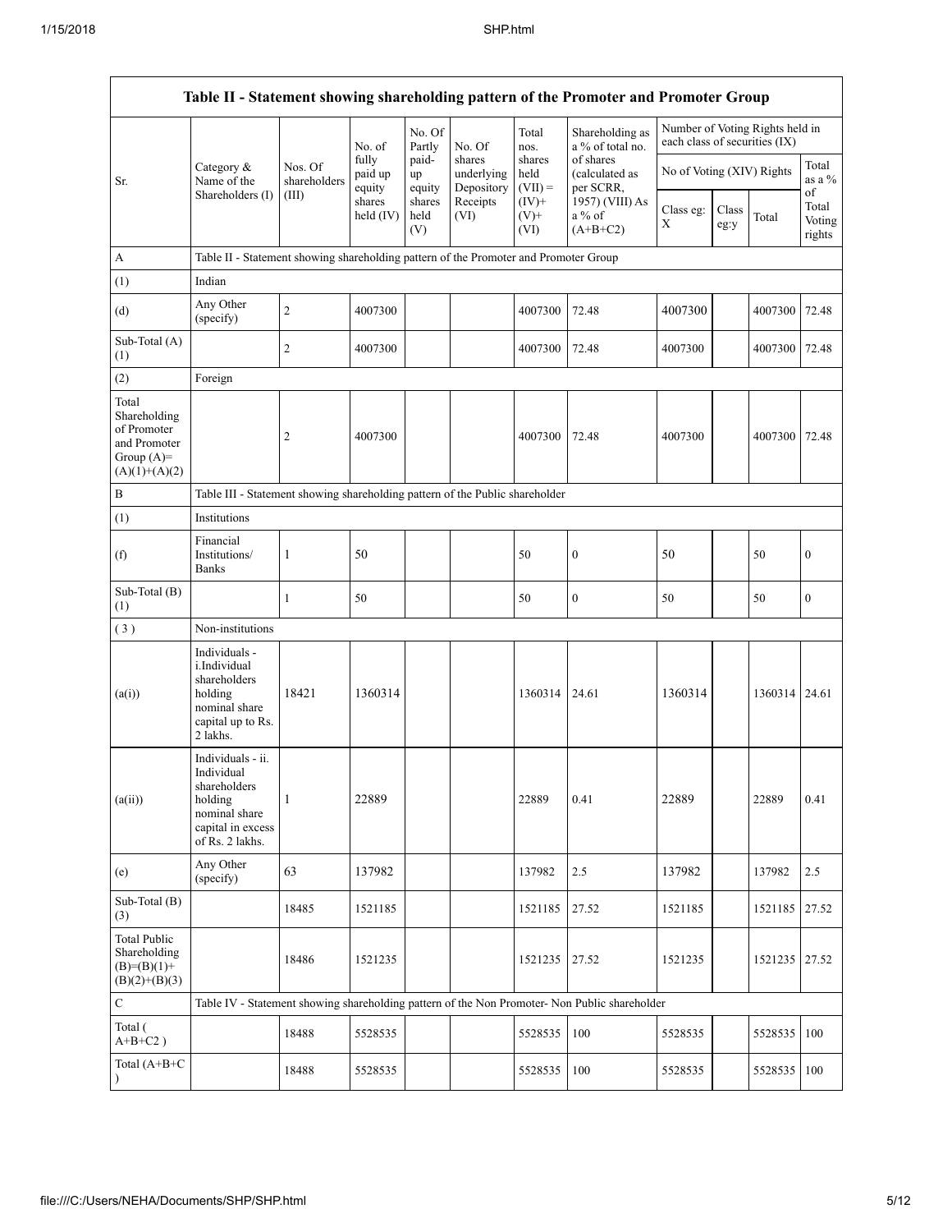| Table II - Statement showing shareholding pattern of the Promoter and Promoter Group | | | | | | | | | | | |
|---|---|---|---|---|---|---|---|---|---|---|---|
| Sr. | Category & Name of the Shareholders (I) | Nos. Of shareholders (III) | No. of fully paid up equity shares held (IV) | No. Of Partly paid-up equity shares held (V) | No. Of shares underlying Depository Receipts (VI) | Total nos. shares held (VII) = (IV)+ (V)+ (VI) | Shareholding as a % of total no. of shares (calculated as per SCRR, 1957) (VIII) As a % of (A+B+C2) | Number of Voting Rights held in each class of securities (IX) | | | |
| | | | | | | | | No of Voting (XIV) Rights | | | Total as a % of Total Voting rights |
| | | | | | | | | Class eg: X | Class eg:y | Total | |
| A | Table II - Statement showing shareholding pattern of the Promoter and Promoter Group | | | | | | | | | | |
| (1) | Indian | | | | | | | | | | |
| (d) | Any Other (specify) | 2 | 4007300 | | | 4007300 | 72.48 | 4007300 | | 4007300 | 72.48 |
| Sub-Total (A) (1) | | 2 | 4007300 | | | 4007300 | 72.48 | 4007300 | | 4007300 | 72.48 |
| (2) | Foreign | | | | | | | | | | |
| Total Shareholding of Promoter and Promoter Group (A)= (A)(1)+(A)(2) | | 2 | 4007300 | | | 4007300 | 72.48 | 4007300 | | 4007300 | 72.48 |
| B | Table III - Statement showing shareholding pattern of the Public shareholder | | | | | | | | | | |
| (1) | Institutions | | | | | | | | | | |
| (f) | Financial Institutions/ Banks | 1 | 50 | | | 50 | 0 | 50 | | 50 | 0 |
| Sub-Total (B) (1) | | 1 | 50 | | | 50 | 0 | 50 | | 50 | 0 |
| (3) | Non-institutions | | | | | | | | | | |
| (a(i)) | Individuals - i.Individual shareholders holding nominal share capital up to Rs. 2 lakhs. | 18421 | 1360314 | | | 1360314 | 24.61 | 1360314 | | 1360314 | 24.61 |
| (a(ii)) | Individuals - ii. Individual shareholders holding nominal share capital in excess of Rs. 2 lakhs. | 1 | 22889 | | | 22889 | 0.41 | 22889 | | 22889 | 0.41 |
| (e) | Any Other (specify) | 63 | 137982 | | | 137982 | 2.5 | 137982 | | 137982 | 2.5 |
| Sub-Total (B) (3) | | 18485 | 1521185 | | | 1521185 | 27.52 | 1521185 | | 1521185 | 27.52 |
| Total Public Shareholding (B)=(B)(1)+(B)(2)+(B)(3) | | 18486 | 1521235 | | | 1521235 | 27.52 | 1521235 | | 1521235 | 27.52 |
| C | Table IV - Statement showing shareholding pattern of the Non Promoter- Non Public shareholder | | | | | | | | | | |
| Total ( A+B+C2 ) | | 18488 | 5528535 | | | 5528535 | 100 | 5528535 | | 5528535 | 100 |
| Total (A+B+C ) | | 18488 | 5528535 | | | 5528535 | 100 | 5528535 | | 5528535 | 100 |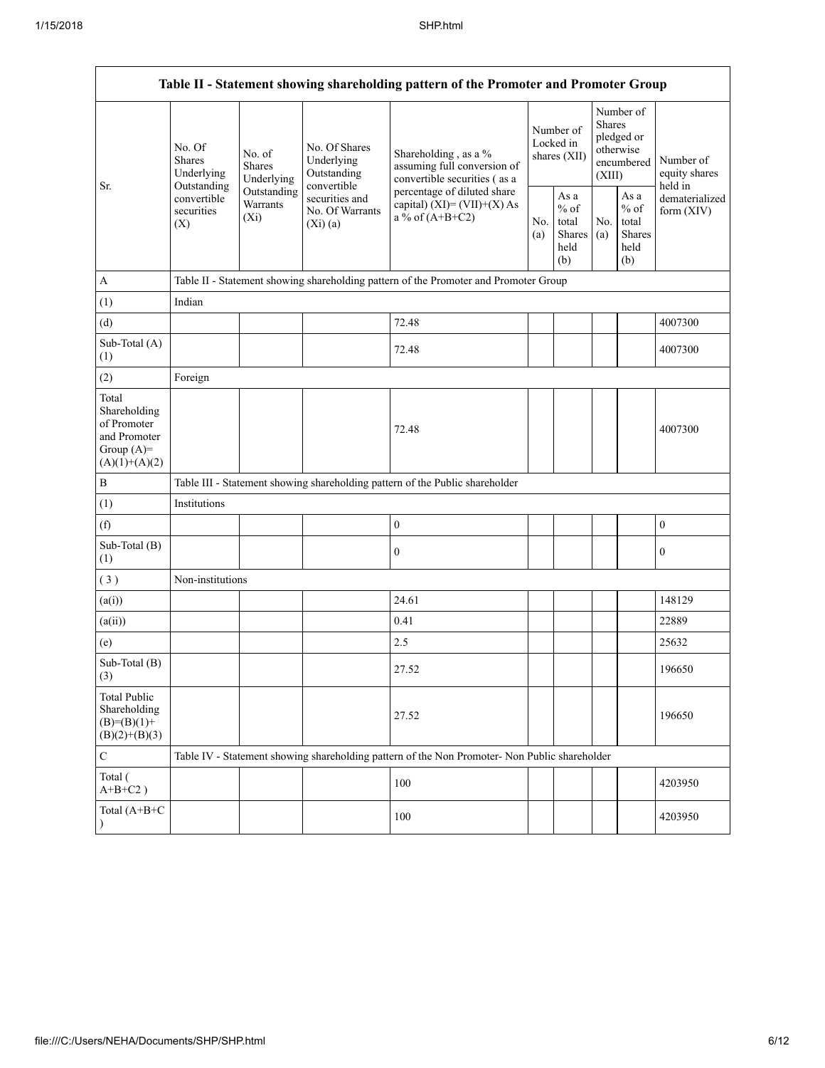| Table II - Statement showing shareholding pattern of the Promoter and Promoter Group | | | | | | | | | |
|---|---|---|---|---|---|---|---|---|---|
| Sr. | No. Of Shares Underlying Outstanding convertible securities (X) | No. of Shares Underlying Outstanding Warrants (Xi) | No. Of Shares Underlying Outstanding convertible securities and No. Of Warrants (Xi) (a) | Shareholding , as a % assuming full conversion of convertible securities ( as a percentage of diluted share capital) (XI)= (VII)+(X) As a % of (A+B+C2) | Number of Locked in shares (XII) | | Number of Shares pledged or otherwise encumbered (XIII) | | Number of equity shares held in dematerialized form (XIV) |
| | | | | | No. (a) | As a % of total Shares held (b) | No. (a) | As a % of total Shares held (b) | |
| A | Table II - Statement showing shareholding pattern of the Promoter and Promoter Group | | | | | | | | |
| (1) | Indian | | | | | | | | |
| (d) | | | | 72.48 | | | | | 4007300 |
| Sub-Total (A) (1) | | | | 72.48 | | | | | 4007300 |
| (2) | Foreign | | | | | | | | |
| Total Shareholding of Promoter and Promoter Group (A)= (A)(1)+(A)(2) | | | | 72.48 | | | | | 4007300 |
| B | Table III - Statement showing shareholding pattern of the Public shareholder | | | | | | | | |
| (1) | Institutions | | | | | | | | |
| (f) | | | | 0 | | | | | 0 |
| Sub-Total (B) (1) | | | | 0 | | | | | 0 |
| ( 3 ) | Non-institutions | | | | | | | | |
| (a(i)) | | | | 24.61 | | | | | 148129 |
| (a(ii)) | | | | 0.41 | | | | | 22889 |
| (e) | | | | 2.5 | | | | | 25632 |
| Sub-Total (B) (3) | | | | 27.52 | | | | | 196650 |
| Total Public Shareholding (B)=(B)(1)+ (B)(2)+(B)(3) | | | | 27.52 | | | | | 196650 |
| C | Table IV - Statement showing shareholding pattern of the Non Promoter- Non Public shareholder | | | | | | | | |
| Total ( A+B+C2 ) | | | | 100 | | | | | 4203950 |
| Total (A+B+C ) | | | | 100 | | | | | 4203950 |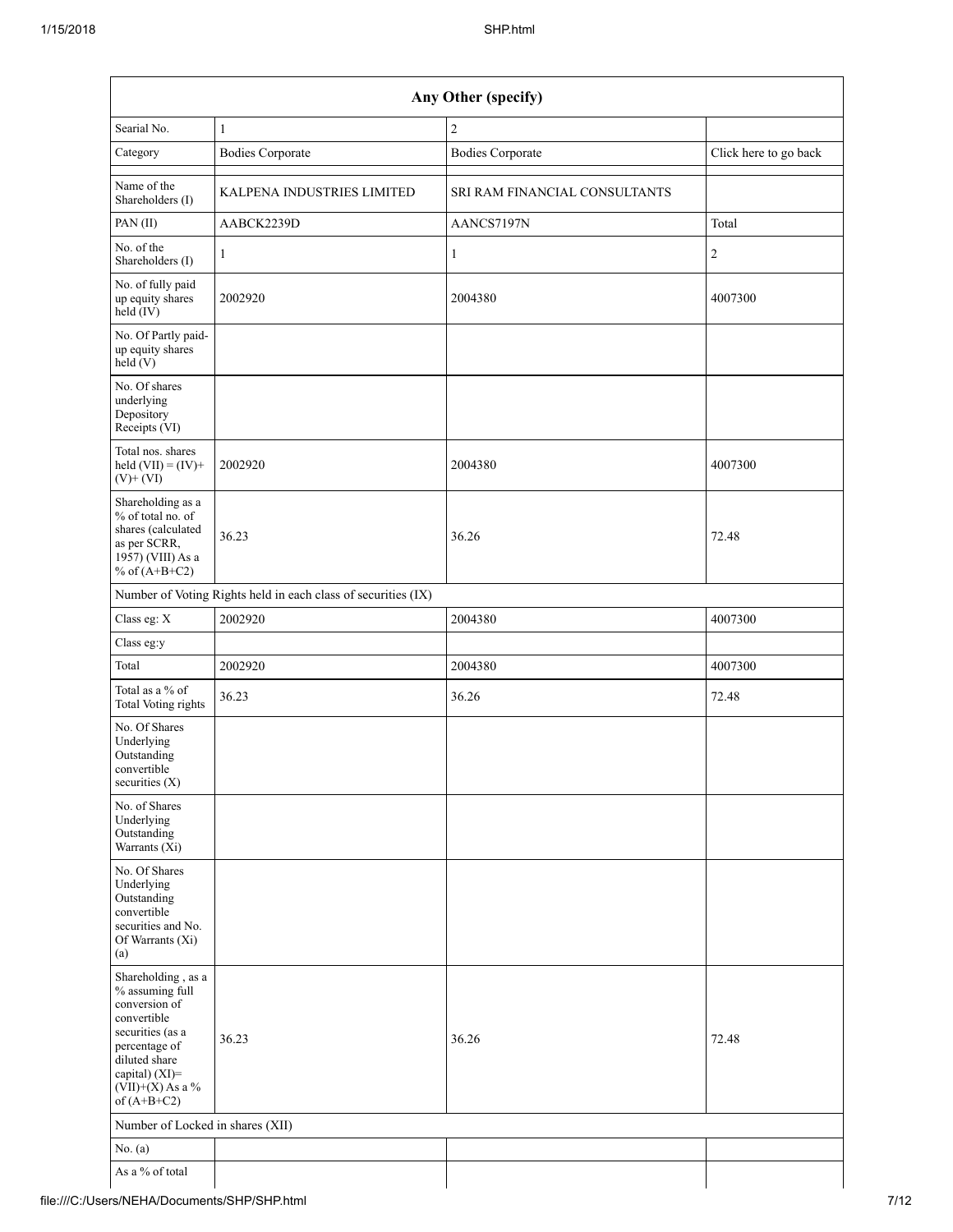| Any Other (specify) | | | |
|---|---|---|---|
| Searial No. | 1 | 2 | |
| Category | Bodies Corporate | Bodies Corporate | Click here to go back |
| Name of the Shareholders (I) | KALPENA INDUSTRIES LIMITED | SRI RAM FINANCIAL CONSULTANTS | |
| PAN (II) | AABCK2239D | AANCS7197N | Total |
| No. of the Shareholders (I) | 1 | 1 | 2 |
| No. of fully paid up equity shares held (IV) | 2002920 | 2004380 | 4007300 |
| No. Of Partly paid-up equity shares held (V) | | | |
| No. Of shares underlying Depository Receipts (VI) | | | |
| Total nos. shares held (VII) = (IV)+ (V)+ (VI) | 2002920 | 2004380 | 4007300 |
| Shareholding as a % of total no. of shares (calculated as per SCRR, 1957) (VIII) As a % of (A+B+C2) | 36.23 | 36.26 | 72.48 |
| Number of Voting Rights held in each class of securities (IX) | | | |
| Class eg: X | 2002920 | 2004380 | 4007300 |
| Class eg:y | | | |
| Total | 2002920 | 2004380 | 4007300 |
| Total as a % of Total Voting rights | 36.23 | 36.26 | 72.48 |
| No. Of Shares Underlying Outstanding convertible securities (X) | | | |
| No. of Shares Underlying Outstanding Warrants (Xi) | | | |
| No. Of Shares Underlying Outstanding convertible securities and No. Of Warrants (Xi) (a) | | | |
| Shareholding , as a % assuming full conversion of convertible securities (as a percentage of diluted share capital) (XI)= (VII)+(X) As a % of (A+B+C2) | 36.23 | 36.26 | 72.48 |
| Number of Locked in shares (XII) | | | |
| No. (a) | | | |
| As a % of total | | | |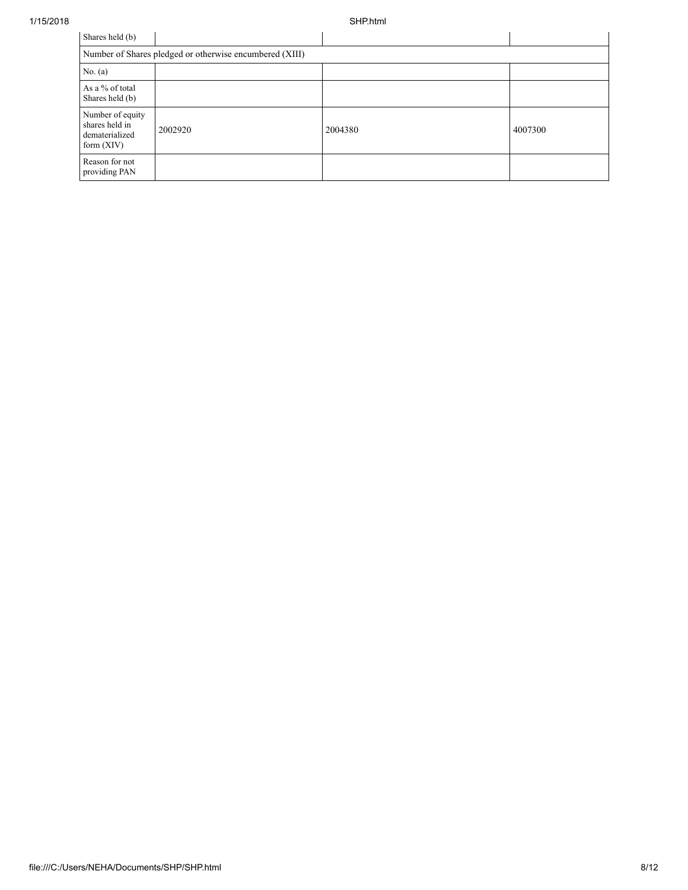| Shares held (b) | | | |
| --- | --- | --- | --- |
| Number of Shares pledged or otherwise encumbered (XIII) | | | |
| No. (a) | | | |
| As a % of total Shares held (b) | | | |
| Number of equity shares held in dematerialized form (XIV) | 2002920 | 2004380 | 4007300 |
| Reason for not providing PAN | | | |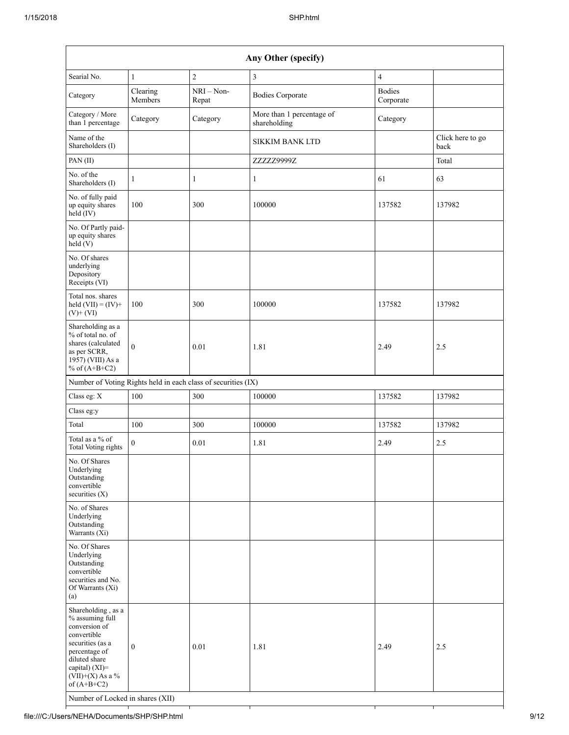| Any Other (specify) | | | | | |
|---|---|---|---|---|---|
| Searial No. | 1 | 2 | 3 | 4 | |
| Category | Clearing Members | NRI – Non-Repat | Bodies Corporate | Bodies Corporate | |
| Category / More than 1 percentage | Category | Category | More than 1 percentage of shareholding | Category | |
| Name of the Shareholders (I) | | | SIKKIM BANK LTD | | Click here to go back |
| PAN (II) | | | ZZZZZ9999Z | | Total |
| No. of the Shareholders (I) | 1 | 1 | 1 | 61 | 63 |
| No. of fully paid up equity shares held (IV) | 100 | 300 | 100000 | 137582 | 137982 |
| No. Of Partly paid-up equity shares held (V) | | | | | |
| No. Of shares underlying Depository Receipts (VI) | | | | | |
| Total nos. shares held (VII) = (IV)+ (V)+ (VI) | 100 | 300 | 100000 | 137582 | 137982 |
| Shareholding as a % of total no. of shares (calculated as per SCRR, 1957) (VIII) As a % of (A+B+C2) | 0 | 0.01 | 1.81 | 2.49 | 2.5 |
| Number of Voting Rights held in each class of securities (IX) | | | | | |
| Class eg: X | 100 | 300 | 100000 | 137582 | 137982 |
| Class eg:y | | | | | |
| Total | 100 | 300 | 100000 | 137582 | 137982 |
| Total as a % of Total Voting rights | 0 | 0.01 | 1.81 | 2.49 | 2.5 |
| No. Of Shares Underlying Outstanding convertible securities (X) | | | | | |
| No. of Shares Underlying Outstanding Warrants (Xi) | | | | | |
| No. Of Shares Underlying Outstanding convertible securities and No. Of Warrants (Xi) (a) | | | | | |
| Shareholding , as a % assuming full conversion of convertible securities (as a percentage of diluted share capital) (XI)= (VII)+(X) As a % of (A+B+C2) | 0 | 0.01 | 1.81 | 2.49 | 2.5 |
| Number of Locked in shares (XII) | | | | | |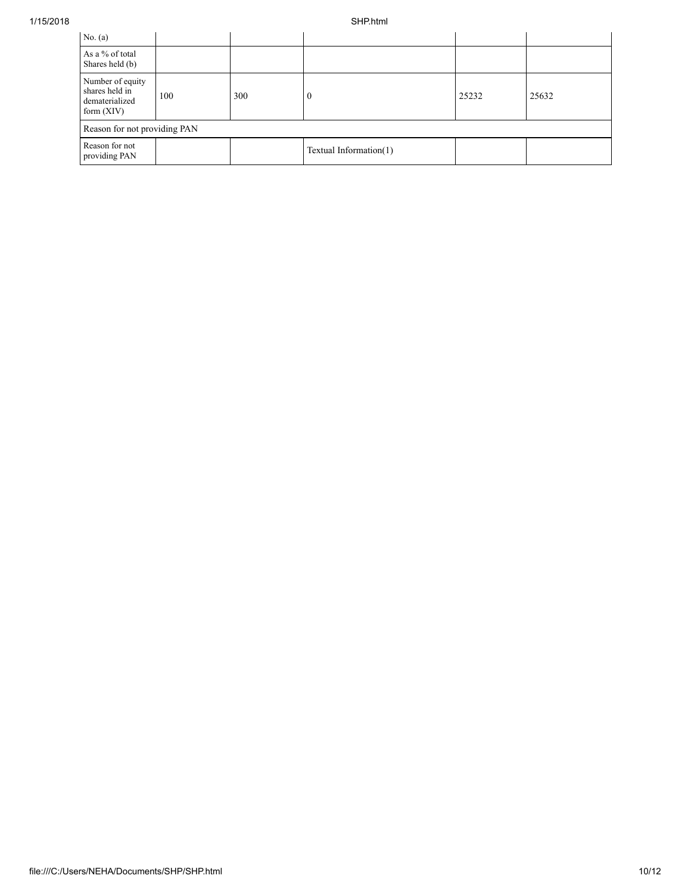| No. (a) | | | | | |
|---|---|---|---|---|---|
| As a % of total Shares held (b) | | | | | |
| Number of equity shares held in dematerialized form (XIV) | 100 | 300 | 0 | 25232 | 25632 |
| Reason for not providing PAN | | | | | |
| Reason for not providing PAN | | | Textual Information(1) | | |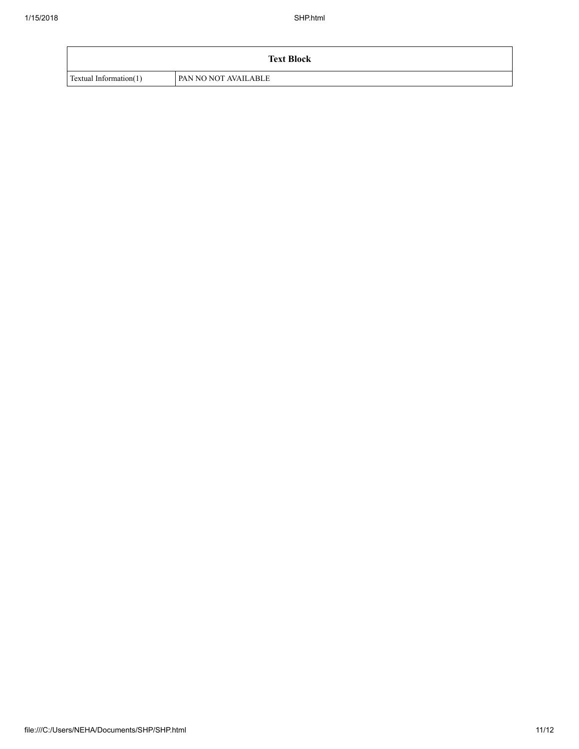| Text Block | |
|---|---|
| Textual Information(1) | PAN NO NOT AVAILABLE |